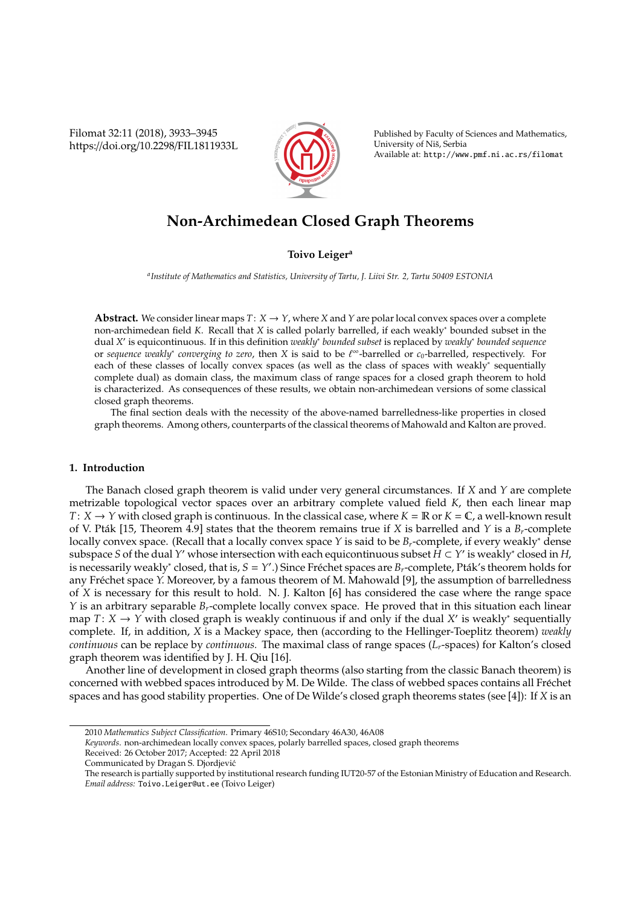# Non-Archimedean Closed Graph Theorems

**Toivo Leiger**[a]

[a] *Institute of Mathematics and Statistics, University of Tartu, J. Liivi Str. 2, Tartu 50409 ESTONIA*

**Abstract.** We consider linear maps $T\colon X \to Y$, where $X$ and $Y$ are polar local convex spaces over a complete non-archimedean field $K$. Recall that $X$ is called polarly barrelled, if each weakly* bounded subset in the dual $X'$ is equicontinuous. If in this definition *weakly\* bounded subset* is replaced by *weakly\* bounded sequence* or *sequence weakly\* converging to zero*, then $X$ is said to be $\ell^\infty$-barrelled or $c_0$-barrelled, respectively. For each of these classes of locally convex spaces (as well as the class of spaces with weakly* sequentially complete dual) as domain class, the maximum class of range spaces for a closed graph theorem to hold is characterized. As consequences of these results, we obtain non-archimedean versions of some classical closed graph theorems.

The final section deals with the necessity of the above-named barrelledness-like properties in closed graph theorems. Among others, counterparts of the classical theorems of Mahowald and Kalton are proved.

## 1. Introduction

The Banach closed graph theorem is valid under very general circumstances. If $X$ and $Y$ are complete metrizable topological vector spaces over an arbitrary complete valued field $K$, then each linear map $T\colon X \to Y$ with closed graph is continuous. In the classical case, where $K = \mathbb{R}$ or $K = \mathbb{C}$, a well-known result of V. Pták [15, Theorem 4.9] states that the theorem remains true if $X$ is barrelled and $Y$ is a $B_r$-complete locally convex space. (Recall that a locally convex space $Y$ is said to be $B_r$-complete, if every weakly* dense subspace $S$ of the dual $Y'$ whose intersection with each equicontinuous subset $H \subset Y'$ is weakly* closed in $H$, is necessarily weakly* closed, that is, $S = Y'$.) Since Fréchet spaces are $B_r$-complete, Pták's theorem holds for any Fréchet space $Y$. Moreover, by a famous theorem of M. Mahowald [9], the assumption of barrelledness of $X$ is necessary for this result to hold. N. J. Kalton [6] has considered the case where the range space $Y$ is an arbitrary separable $B_r$-complete locally convex space. He proved that in this situation each linear map $T\colon X \to Y$ with closed graph is weakly continuous if and only if the dual $X'$ is weakly* sequentially complete. If, in addition, $X$ is a Mackey space, then (according to the Hellinger-Toeplitz theorem) *weakly continuous* can be replace by *continuous.* The maximal class of range spaces ($L_r$-spaces) for Kalton's closed graph theorem was identified by J. H. Qiu [16].

Another line of development in closed graph theorms (also starting from the classic Banach theorem) is concerned with webbed spaces introduced by M. De Wilde. The class of webbed spaces contains all Fréchet spaces and has good stability properties. One of De Wilde's closed graph theorems states (see [4]): If $X$ is an

---

2010 *Mathematics Subject Classification.* Primary 46S10; Secondary 46A30, 46A08

*Keywords.* non-archimedean locally convex spaces, polarly barrelled spaces, closed graph theorems

Received: 26 October 2017; Accepted: 22 April 2018

Communicated by Dragan S. Djordjević

The research is partially supported by institutional research funding IUT20-57 of the Estonian Ministry of Education and Research.

*Email address:* Toivo.Leiger@ut.ee (Toivo Leiger)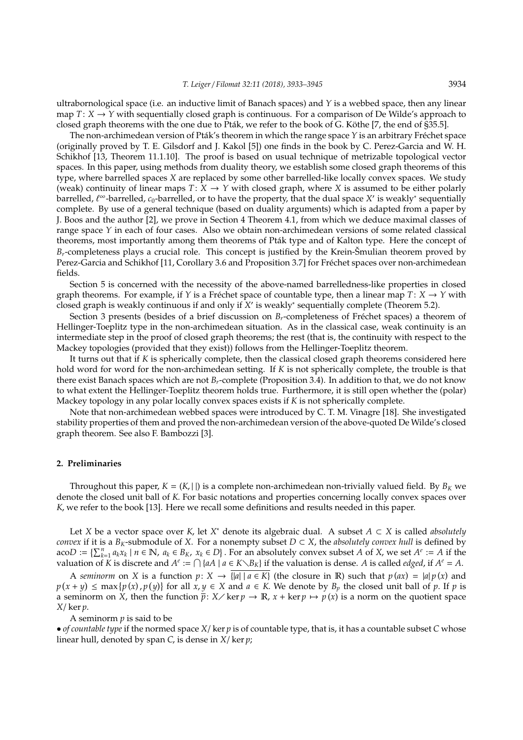ultrabornological space (i.e. an inductive limit of Banach spaces) and $Y$ is a webbed space, then any linear map $T\colon X \to Y$ with sequentially closed graph is continuous. For a comparison of De Wilde's approach to closed graph theorems with the one due to Pták, we refer to the book of G. Köthe [7, the end of §35.5].

The non-archimedean version of Pták's theorem in which the range space $Y$ is an arbitrary Fréchet space (originally proved by T. E. Gilsdorf and J. Kakol [5]) one finds in the book by C. Perez-Garcia and W. H. Schikhof [13, Theorem 11.1.10]. The proof is based on usual technique of metrizable topological vector spaces. In this paper, using methods from duality theory, we establish some closed graph theorems of this type, where barrelled spaces $X$ are replaced by some other barrelled-like locally convex spaces. We study (weak) continuity of linear maps $T\colon X \to Y$ with closed graph, where $X$ is assumed to be either polarly barrelled, $\ell^\infty$-barrelled, $c_0$-barrelled, or to have the property, that the dual space $X'$ is weakly$^*$ sequentially complete. By use of a general technique (based on duality arguments) which is adapted from a paper by J. Boos and the author [2], we prove in Section 4 Theorem 4.1, from which we deduce maximal classes of range space $Y$ in each of four cases. Also we obtain non-archimedean versions of some related classical theorems, most importantly among them theorems of Pták type and of Kalton type. Here the concept of $B_r$-completeness plays a crucial role. This concept is justified by the Krein-Šmulian theorem proved by Perez-Garcia and Schikhof [11, Corollary 3.6 and Proposition 3.7] for Fréchet spaces over non-archimedean fields.

Section 5 is concerned with the necessity of the above-named barrelledness-like properties in closed graph theorems. For example, if $Y$ is a Fréchet space of countable type, then a linear map $T\colon X \to Y$ with closed graph is weakly continuous if and only if $X'$ is weakly$^*$ sequentially complete (Theorem 5.2).

Section 3 presents (besides of a brief discussion on $B_r$-completeness of Fréchet spaces) a theorem of Hellinger-Toeplitz type in the non-archimedean situation. As in the classical case, weak continuity is an intermediate step in the proof of closed graph theorems; the rest (that is, the continuity with respect to the Mackey topologies (provided that they exist)) follows from the Hellinger-Toeplitz theorem.

It turns out that if $K$ is spherically complete, then the classical closed graph theorems considered here hold word for word for the non-archimedean setting. If $K$ is not spherically complete, the trouble is that there exist Banach spaces which are not $B_r$-complete (Proposition 3.4). In addition to that, we do not know to what extent the Hellinger-Toeplitz theorem holds true. Furthermore, it is still open whether the (polar) Mackey topology in any polar locally convex spaces exists if $K$ is not spherically complete.

Note that non-archimedean webbed spaces were introduced by C. T. M. Vinagre [18]. She investigated stability properties of them and proved the non-archimedean version of the above-quoted De Wilde's closed graph theorem. See also F. Bambozzi [3].

## 2. Preliminaries

Throughout this paper, $K = (K, |\,|)$ is a complete non-archimedean non-trivially valued field. By $B_K$ we denote the closed unit ball of $K$. For basic notations and properties concerning locally convex spaces over $K$, we refer to the book [13]. Here we recall some definitions and results needed in this paper.

Let $X$ be a vector space over $K$, let $X^*$ denote its algebraic dual. A subset $A \subset X$ is called *absolutely convex* if it is a $B_K$-submodule of $X$. For a nonempty subset $D \subset X$, the *absolutely convex hull* is defined by $\mathrm{aco}D := \{\sum_{k=1}^{n} a_k x_k \mid n \in \mathbb{N},\ a_k \in B_K,\ x_k \in D\}$. For an absolutely convex subset $A$ of $X$, we set $A^e := A$ if the valuation of $K$ is discrete and $A^e := \bigcap \{aA \mid a \in K \setminus B_K\}$ if the valuation is dense. $A$ is called *edged*, if $A^e = A$.

A *seminorm* on $X$ is a function $p\colon X \to \overline{\{|a| \mid a \in K\}}$ (the closure in $\mathbb{R}$) such that $p(ax) = |a|\,p(x)$ and $p(x+y) \leq \max\{p(x), p(y)\}$ for all $x, y \in X$ and $a \in K$. We denote by $B_p$ the closed unit ball of $p$. If $p$ is a seminorm on $X$, then the function $\overline{p}\colon X/\ker p \to \mathbb{R}$, $x + \ker p \mapsto p(x)$ is a norm on the quotient space $X/\ker p$.

A seminorm $p$ is said to be

• *of countable type* if the normed space $X/\ker p$ is of countable type, that is, it has a countable subset $C$ whose linear hull, denoted by span $C$, is dense in $X/\ker p$;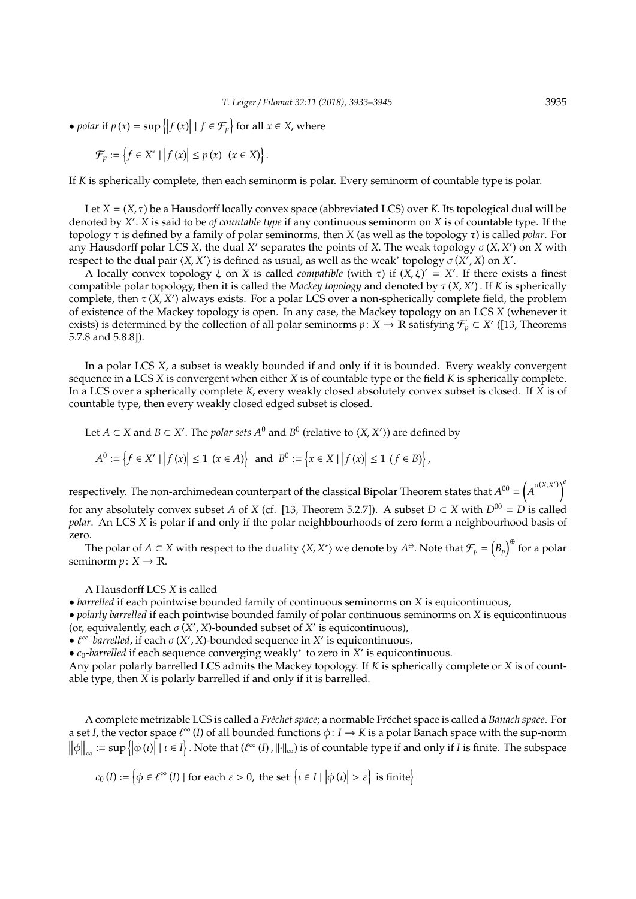• *polar* if $p(x) = \sup\left\{\left|f(x)\right| \mid f \in \mathcal{F}_p\right\}$ for all $x \in X$, where

$$\mathcal{F}_p := \left\{f \in X^* \mid \left|f(x)\right| \leq p(x) \ \ (x \in X)\right\}.$$

If $K$ is spherically complete, then each seminorm is polar. Every seminorm of countable type is polar.

Let $X = (X, \tau)$ be a Hausdorff locally convex space (abbreviated LCS) over $K$. Its topological dual will be denoted by $X'$. $X$ is said to be *of countable type* if any continuous seminorm on $X$ is of countable type. If the topology $\tau$ is defined by a family of polar seminorms, then $X$ (as well as the topology $\tau$) is called *polar*. For any Hausdorff polar LCS $X$, the dual $X'$ separates the points of $X$. The weak topology $\sigma(X, X')$ on $X$ with respect to the dual pair $\langle X, X'\rangle$ is defined as usual, as well as the weak* topology $\sigma(X', X)$ on $X'$.

A locally convex topology $\xi$ on $X$ is called *compatible* (with $\tau$) if $(X, \xi)' = X'$. If there exists a finest compatible polar topology, then it is called the *Mackey topology* and denoted by $\tau(X, X')$. If $K$ is spherically complete, then $\tau(X, X')$ always exists. For a polar LCS over a non-spherically complete field, the problem of existence of the Mackey topology is open. In any case, the Mackey topology on an LCS $X$ (whenever it exists) is determined by the collection of all polar seminorms $p\colon X \to \mathbb{R}$ satisfying $\mathcal{F}_p \subset X'$ ([13, Theorems 5.7.8 and 5.8.8]).

In a polar LCS $X$, a subset is weakly bounded if and only if it is bounded. Every weakly convergent sequence in a LCS $X$ is convergent when either $X$ is of countable type or the field $K$ is spherically complete. In a LCS over a spherically complete $K$, every weakly closed absolutely convex subset is closed. If $X$ is of countable type, then every weakly closed edged subset is closed.

Let $A \subset X$ and $B \subset X'$. The *polar sets* $A^0$ and $B^0$ (relative to $\langle X, X'\rangle$) are defined by

$$A^0 := \left\{f \in X' \mid \left|f(x)\right| \leq 1 \ (x \in A)\right\} \ \text{ and } \ B^0 := \left\{x \in X \mid \left|f(x)\right| \leq 1 \ (f \in B)\right\},$$

respectively. The non-archimedean counterpart of the classical Bipolar Theorem states that $A^{00} = \left(\overline{A}^{\sigma(X,X')}\right)^e$ for any absolutely convex subset $A$ of $X$ (cf. [13, Theorem 5.2.7]). A subset $D \subset X$ with $D^{00} = D$ is called *polar*. An LCS $X$ is polar if and only if the polar neighbbourhoods of zero form a neighbourhood basis of zero.

The polar of $A \subset X$ with respect to the duality $\langle X, X^*\rangle$ we denote by $A^{\oplus}$. Note that $\mathcal{F}_p = \left(B_p\right)^{\oplus}$ for a polar seminorm $p\colon X \to \mathbb{R}$.

A Hausdorff LCS $X$ is called

• *barrelled* if each pointwise bounded family of continuous seminorms on $X$ is equicontinuous,

• *polarly barrelled* if each pointwise bounded family of polar continuous seminorms on $X$ is equicontinuous (or, equivalently, each $\sigma(X', X)$-bounded subset of $X'$ is equicontinuous),

• $\ell^\infty$*-barrelled*, if each $\sigma(X', X)$-bounded sequence in $X'$ is equicontinuous,

• $c_0$*-barrelled* if each sequence converging weakly* to zero in $X'$ is equicontinuous.

Any polar polarly barrelled LCS admits the Mackey topology. If $K$ is spherically complete or $X$ is of countable type, then $X$ is polarly barrelled if and only if it is barrelled.

A complete metrizable LCS is called a *Fréchet space*; a normable Fréchet space is called a *Banach space*. For a set $I$, the vector space $\ell^\infty(I)$ of all bounded functions $\phi\colon I \to K$ is a polar Banach space with the sup-norm $\left\|\phi\right\|_\infty := \sup\left\{\left|\phi(\iota)\right| \mid \iota \in I\right\}$. Note that $(\ell^\infty(I), \|\cdot\|_\infty)$ is of countable type if and only if $I$ is finite. The subspace

$$c_0(I) := \left\{\phi \in \ell^\infty(I) \mid \text{for each } \varepsilon > 0, \text{ the set } \left\{\iota \in I \mid \left|\phi(\iota)\right| > \varepsilon\right\} \text{ is finite}\right\}$$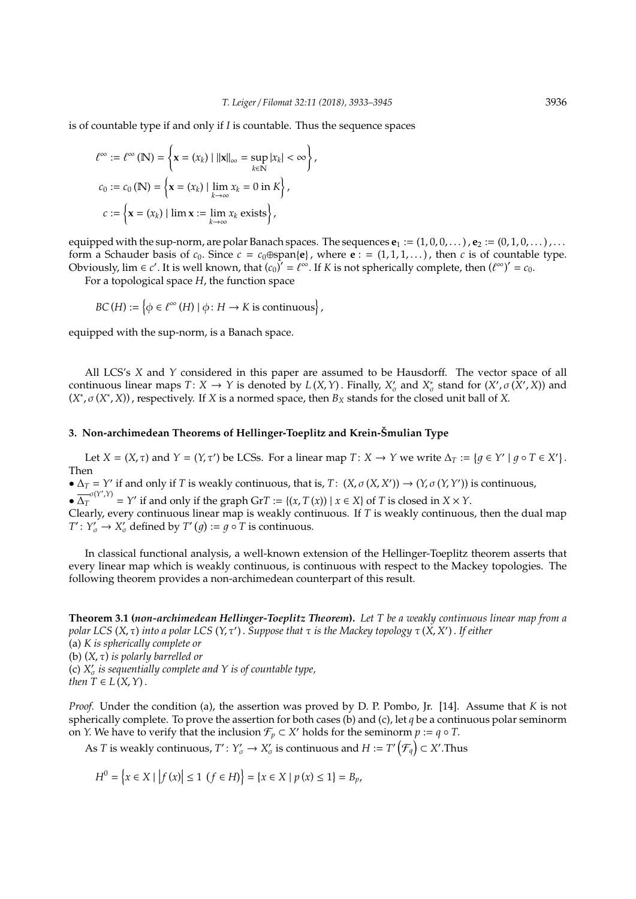is of countable type if and only if $I$ is countable. Thus the sequence spaces

$$\ell^\infty := \ell^\infty(\mathbb{N}) = \left\{ \mathbf{x} = (x_k) \mid \|\mathbf{x}\|_\infty = \sup_{k\in\mathbb{N}} |x_k| < \infty \right\},$$

$$c_0 := c_0(\mathbb{N}) = \left\{ \mathbf{x} = (x_k) \mid \lim_{k\to\infty} x_k = 0 \text{ in } K \right\},$$

$$c := \left\{ \mathbf{x} = (x_k) \mid \lim \mathbf{x} := \lim_{k\to\infty} x_k \text{ exists} \right\},$$

equipped with the sup-norm, are polar Banach spaces. The sequences $\mathbf{e}_1 := (1, 0, 0, \dots), \mathbf{e}_2 := (0, 1, 0, \dots), \dots$ form a Schauder basis of $c_0$. Since $c = c_0 \oplus \text{span}\{\mathbf{e}\}$, where $\mathbf{e} := (1, 1, 1, \dots)$, then $c$ is of countable type. Obviously, $\lim \in c'$. It is well known, that $(c_0)' = \ell^\infty$. If $K$ is not spherically complete, then $(\ell^\infty)' = c_0$.

For a topological space $H$, the function space

$$BC(H) := \left\{ \phi \in \ell^\infty(H) \mid \phi \colon H \to K \text{ is continuous} \right\},$$

equipped with the sup-norm, is a Banach space.

All LCS's $X$ and $Y$ considered in this paper are assumed to be Hausdorff. The vector space of all continuous linear maps $T \colon X \to Y$ is denoted by $L(X, Y)$. Finally, $X'_\sigma$ and $X^*_\sigma$ stand for $(X', \sigma(X', X))$ and $(X^*, \sigma(X^*, X))$, respectively. If $X$ is a normed space, then $B_X$ stands for the closed unit ball of $X$.

## 3. Non-archimedean Theorems of Hellinger-Toeplitz and Krein-Šmulian Type

Let $X = (X, \tau)$ and $Y = (Y, \tau')$ be LCSs. For a linear map $T \colon X \to Y$ we write $\Delta_T := \{g \in Y' \mid g \circ T \in X'\}$. Then

- $\Delta_T = Y'$ if and only if $T$ is weakly continuous, that is, $T \colon (X, \sigma(X, X')) \to (Y, \sigma(Y, Y'))$ is continuous,
- $\overline{\Delta_T}^{\sigma(Y',Y)} = Y'$ if and only if the graph $\text{Gr}T := \{(x, T(x)) \mid x \in X\}$ of $T$ is closed in $X \times Y$.

Clearly, every continuous linear map is weakly continuous. If $T$ is weakly continuous, then the dual map $T' \colon Y'_\sigma \to X'_\sigma$ defined by $T'(g) := g \circ T$ is continuous.

In classical functional analysis, a well-known extension of the Hellinger-Toeplitz theorem asserts that every linear map which is weakly continuous, is continuous with respect to the Mackey topologies. The following theorem provides a non-archimedean counterpart of this result.

**Theorem 3.1 (*non-archimedean Hellinger-Toeplitz Theorem*).** *Let $T$ be a weakly continuous linear map from a polar LCS $(X, \tau)$ into a polar LCS $(Y, \tau')$. Suppose that $\tau$ is the Mackey topology $\tau(X, X')$. If either*
*(a) $K$ is spherically complete or*
*(b) $(X, \tau)$ is polarly barrelled or*
*(c) $X'_\sigma$ is sequentially complete and $Y$ is of countable type,*
*then $T \in L(X, Y)$.*

*Proof.* Under the condition (a), the assertion was proved by D. P. Pombo, Jr. [14]. Assume that $K$ is not spherically complete. To prove the assertion for both cases (b) and (c), let $q$ be a continuous polar seminorm on $Y$. We have to verify that the inclusion $\mathcal{F}_p \subset X'$ holds for the seminorm $p := q \circ T$.

As $T$ is weakly continuous, $T' \colon Y'_\sigma \to X'_\sigma$ is continuous and $H := T'\left(\mathcal{F}_q\right) \subset X'$. Thus

$$H^0 = \left\{ x \in X \mid \left| f(x) \right| \le 1 \ (f \in H) \right\} = \{ x \in X \mid p(x) \le 1 \} = B_p,$$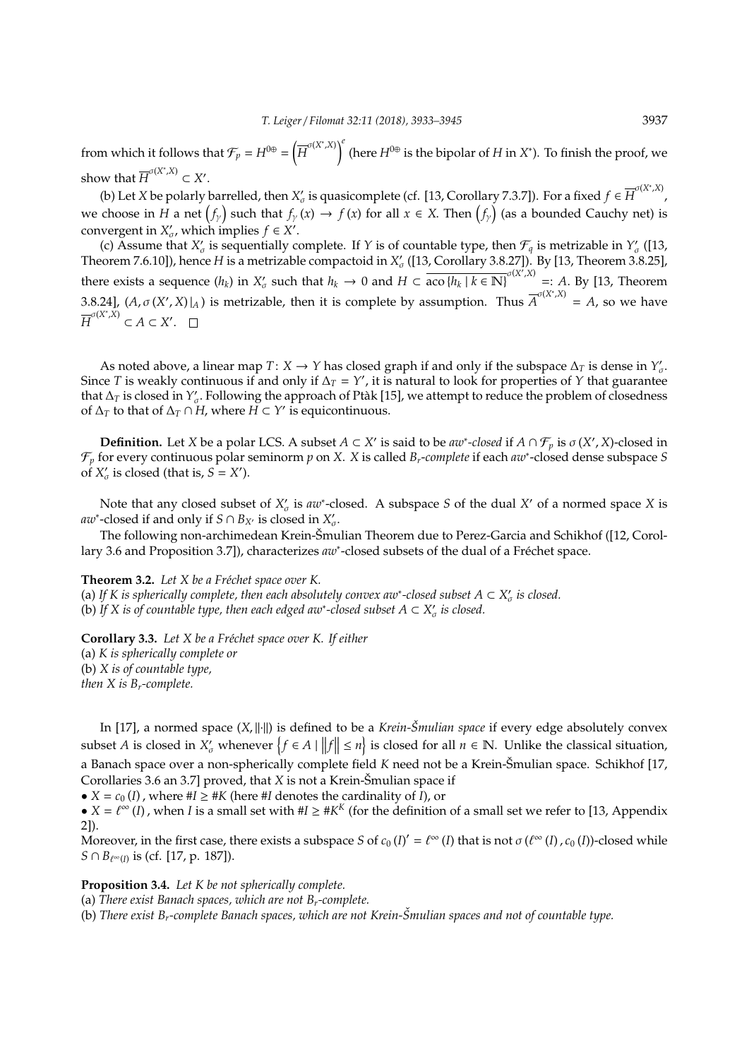from which it follows that $\mathcal{F}_p = H^{0\oplus} = \left(\overline{H}^{\sigma(X^*,X)}\right)^e$ (here $H^{0\oplus}$ is the bipolar of $H$ in $X^*$). To finish the proof, we show that $\overline{H}^{\sigma(X^*,X)} \subset X'$.

(b) Let $X$ be polarly barrelled, then $X'_\sigma$ is quasicomplete (cf. [13, Corollary 7.3.7]). For a fixed $f \in \overline{H}^{\sigma(X^*,X)}$, we choose in $H$ a net $\left(f_\gamma\right)$ such that $f_\gamma(x) \to f(x)$ for all $x \in X$. Then $\left(f_\gamma\right)$ (as a bounded Cauchy net) is convergent in $X'_\sigma$, which implies $f \in X'$.

(c) Assume that $X'_\sigma$ is sequentially complete. If $Y$ is of countable type, then $\mathcal{F}_q$ is metrizable in $Y'_\sigma$ ([13, Theorem 7.6.10]), hence $H$ is a metrizable compactoid in $X'_\sigma$ ([13, Corollary 3.8.27]). By [13, Theorem 3.8.25], there exists a sequence $(h_k)$ in $X'_\sigma$ such that $h_k \to 0$ and $H \subset \overline{\operatorname{aco}\{h_k \mid k \in \mathbb{N}\}}^{\sigma(X',X)} =: A$. By [13, Theorem 3.8.24], $(A, \sigma(X',X)|_A)$ is metrizable, then it is complete by assumption. Thus $\overline{A}^{\sigma(X^*,X)} = A$, so we have $\overline{H}^{\sigma(X^*,X)} \subset A \subset X'$. $\square$

As noted above, a linear map $T \colon X \to Y$ has closed graph if and only if the subspace $\Delta_T$ is dense in $Y'_\sigma$. Since $T$ is weakly continuous if and only if $\Delta_T = Y'$, it is natural to look for properties of $Y$ that guarantee that $\Delta_T$ is closed in $Y'_\sigma$. Following the approach of Ptàk [15], we attempt to reduce the problem of closedness of $\Delta_T$ to that of $\Delta_T \cap H$, where $H \subset Y'$ is equicontinuous.

**Definition.** Let $X$ be a polar LCS. A subset $A \subset X'$ is said to be *$aw^*$-closed* if $A \cap \mathcal{F}_p$ is $\sigma(X',X)$-closed in $\mathcal{F}_p$ for every continuous polar seminorm $p$ on $X$. $X$ is called *$B_r$-complete* if each $aw^*$-closed dense subspace $S$ of $X'_\sigma$ is closed (that is, $S = X'$).

Note that any closed subset of $X'_\sigma$ is $aw^*$-closed. A subspace $S$ of the dual $X'$ of a normed space $X$ is $aw^*$-closed if and only if $S \cap B_{X'}$ is closed in $X'_\sigma$.

The following non-archimedean Krein-Šmulian Theorem due to Perez-Garcia and Schikhof ([12, Corollary 3.6 and Proposition 3.7]), characterizes $aw^*$-closed subsets of the dual of a Fréchet space.

**Theorem 3.2.** *Let $X$ be a Fréchet space over $K$.*
*(a) If $K$ is spherically complete, then each absolutely convex $aw^*$-closed subset $A \subset X'_\sigma$ is closed.*
*(b) If $X$ is of countable type, then each edged $aw^*$-closed subset $A \subset X'_\sigma$ is closed.*

**Corollary 3.3.** *Let $X$ be a Fréchet space over $K$. If either*
*(a) $K$ is spherically complete or*
*(b) $X$ is of countable type,*
*then $X$ is $B_r$-complete.*

In [17], a normed space $(X, \|\cdot\|)$ is defined to be a *Krein-Šmulian space* if every edge absolutely convex subset $A$ is closed in $X'_\sigma$ whenever $\left\{f \in A \mid \|f\| \le n\right\}$ is closed for all $n \in \mathbb{N}$. Unlike the classical situation, a Banach space over a non-spherically complete field $K$ need not be a Krein-Šmulian space. Schikhof [17, Corollaries 3.6 an 3.7] proved, that $X$ is not a Krein-Šmulian space if

- $X = c_0(I)$, where $\#I \ge \#K$ (here $\#I$ denotes the cardinality of $I$), or
- $X = \ell^\infty(I)$, when $I$ is a small set with $\#I \ge \#K^K$ (for the definition of a small set we refer to [13, Appendix 2]).

Moreover, in the first case, there exists a subspace $S$ of $c_0(I)' = \ell^\infty(I)$ that is not $\sigma(\ell^\infty(I), c_0(I))$-closed while $S \cap B_{\ell^\infty(I)}$ is (cf. [17, p. 187]).

**Proposition 3.4.** *Let $K$ be not spherically complete.*
*(a) There exist Banach spaces, which are not $B_r$-complete.*
*(b) There exist $B_r$-complete Banach spaces, which are not Krein-Šmulian spaces and not of countable type.*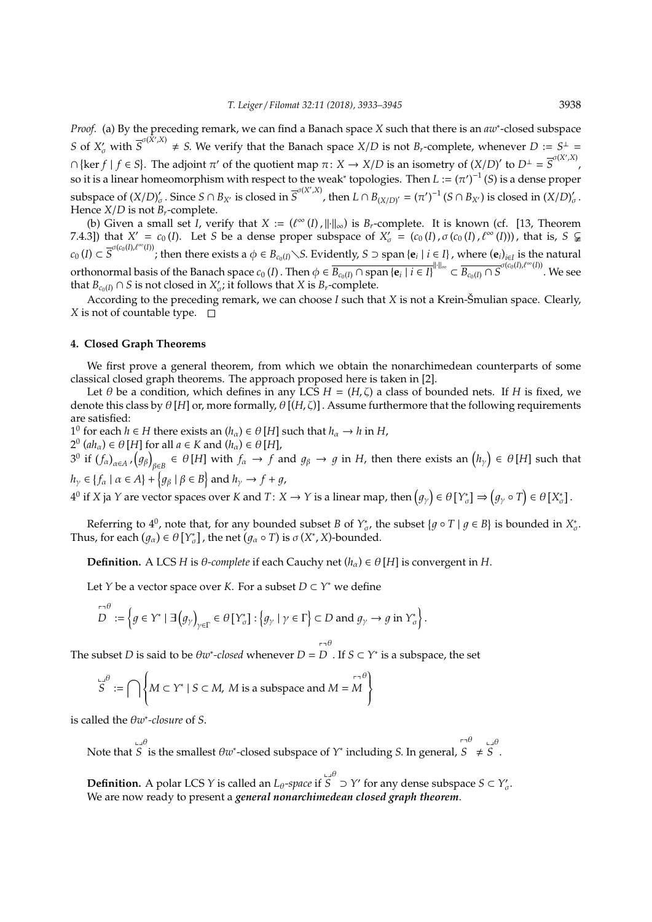*Proof.* (a) By the preceding remark, we can find a Banach space $X$ such that there is an $aw^*$-closed subspace $S$ of $X'_\sigma$ with $\overline{S}^{\sigma(X',X)} \neq S$. We verify that the Banach space $X/D$ is not $B_r$-complete, whenever $D := S^\perp = \cap\{\ker f \mid f \in S\}$. The adjoint $\pi'$ of the quotient map $\pi\colon X \to X/D$ is an isometry of $(X/D)'$ to $D^\perp = \overline{S}^{\sigma(X',X)}$, so it is a linear homeomorphism with respect to the weak* topologies. Then $L := (\pi')^{-1}(S)$ is a dense proper subspace of $(X/D)'_\sigma$. Since $S \cap B_{X'}$ is closed in $\overline{S}^{\sigma(X',X)}$, then $L \cap B_{(X/D)'} = (\pi')^{-1}(S \cap B_{X'})$ is closed in $(X/D)'_\sigma$. Hence $X/D$ is not $B_r$-complete.

(b) Given a small set $I$, verify that $X := (\ell^\infty(I), \|\cdot\|_\infty)$ is $B_r$-complete. It is known (cf. [13, Theorem 7.4.3]) that $X' = c_0(I)$. Let $S$ be a dense proper subspace of $X'_\sigma = (c_0(I), \sigma(c_0(I), \ell^\infty(I)))$, that is, $S \subsetneq c_0(I) \subset \overline{S}^{\sigma(c_0(I),\ell^\infty(I))}$; then there exists a $\phi \in B_{c_0(I)} \setminus S$. Evidently, $S \supset \operatorname{span}\{\mathbf{e}_i \mid i \in I\}$, where $(\mathbf{e}_i)_{i\in I}$ is the natural orthonormal basis of the Banach space $c_0(I)$. Then $\phi \in \overline{B_{c_0(I)} \cap \operatorname{span}\{\mathbf{e}_i \mid i \in I\}}^{\|\cdot\|_\infty} \subset \overline{B_{c_0(I)} \cap S}^{\sigma(c_0(I),\ell^\infty(I))}$. We see that $B_{c_0(I)} \cap S$ is not closed in $X'_\sigma$; it follows that $X$ is $B_r$-complete.

According to the preceding remark, we can choose $I$ such that $X$ is not a Krein-Šmulian space. Clearly, $X$ is not of countable type. □

## 4. Closed Graph Theorems

We first prove a general theorem, from which we obtain the nonarchimedean counterparts of some classical closed graph theorems. The approach proposed here is taken in [2].

Let $\theta$ be a condition, which defines in any LCS $H = (H, \zeta)$ a class of bounded nets. If $H$ is fixed, we denote this class by $\theta[H]$ or, more formally, $\theta[(H, \zeta)]$. Assume furthermore that the following requirements are satisfied:

$1^0$ for each $h \in H$ there exists an $(h_\alpha) \in \theta[H]$ such that $h_\alpha \to h$ in $H$,

$2^0$ $(ah_\alpha) \in \theta[H]$ for all $a \in K$ and $(h_\alpha) \in \theta[H]$,

$3^0$ if $(f_\alpha)_{\alpha\in A}, (g_\beta)_{\beta\in B} \in \theta[H]$ with $f_\alpha \to f$ and $g_\beta \to g$ in $H$, then there exists an $(h_\gamma) \in \theta[H]$ such that $h_\gamma \in \{f_\alpha \mid \alpha \in A\} + \{g_\beta \mid \beta \in B\}$ and $h_\gamma \to f + g$,

$4^0$ if $X$ ja $Y$ are vector spaces over $K$ and $T\colon X \to Y$ is a linear map, then $(g_\gamma) \in \theta[Y^*_\sigma] \Rightarrow (g_\gamma \circ T) \in \theta[X^*_\sigma]$.

Referring to $4^0$, note that, for any bounded subset $B$ of $Y^*_\sigma$, the subset $\{g \circ T \mid g \in B\}$ is bounded in $X^*_\sigma$. Thus, for each $(g_\alpha) \in \theta[Y^*_\sigma]$, the net $(g_\alpha \circ T)$ is $\sigma(X^*, X)$-bounded.

**Definition.** A LCS $H$ is *$\theta$-complete* if each Cauchy net $(h_\alpha) \in \theta[H]$ is convergent in $H$.

Let $Y$ be a vector space over $K$. For a subset $D \subset Y^*$ we define

$$\overset{\ulcorner\urcorner\theta}{D} := \left\{ g \in Y^* \mid \exists (g_\gamma)_{\gamma\in\Gamma} \in \theta[Y^*_\sigma] : \{g_\gamma \mid \gamma \in \Gamma\} \subset D \text{ and } g_\gamma \to g \text{ in } Y^*_\sigma \right\}.$$

The subset $D$ is said to be *$\theta w^*$-closed* whenever $D = \overset{\ulcorner\urcorner\theta}{D}$. If $S \subset Y^*$ is a subspace, the set

$$\overset{\llcorner\lrcorner\theta}{S} := \bigcap \left\{ M \subset Y^* \mid S \subset M,\ M \text{ is a subspace and } M = \overset{\ulcorner\urcorner\theta}{M} \right\}$$

is called the *$\theta w^*$-closure* of $S$.

Note that $\overset{\llcorner\lrcorner\theta}{S}$ is the smallest $\theta w^*$-closed subspace of $Y^*$ including $S$. In general, $\overset{\ulcorner\urcorner\theta}{S} \neq \overset{\llcorner\lrcorner\theta}{S}$.

**Definition.** A polar LCS $Y$ is called an *$L_\theta$-space* if $\overset{\llcorner\lrcorner\theta}{S} \supset Y'$ for any dense subspace $S \subset Y'_\sigma$.

We are now ready to present a ***general nonarchimedean closed graph theorem***.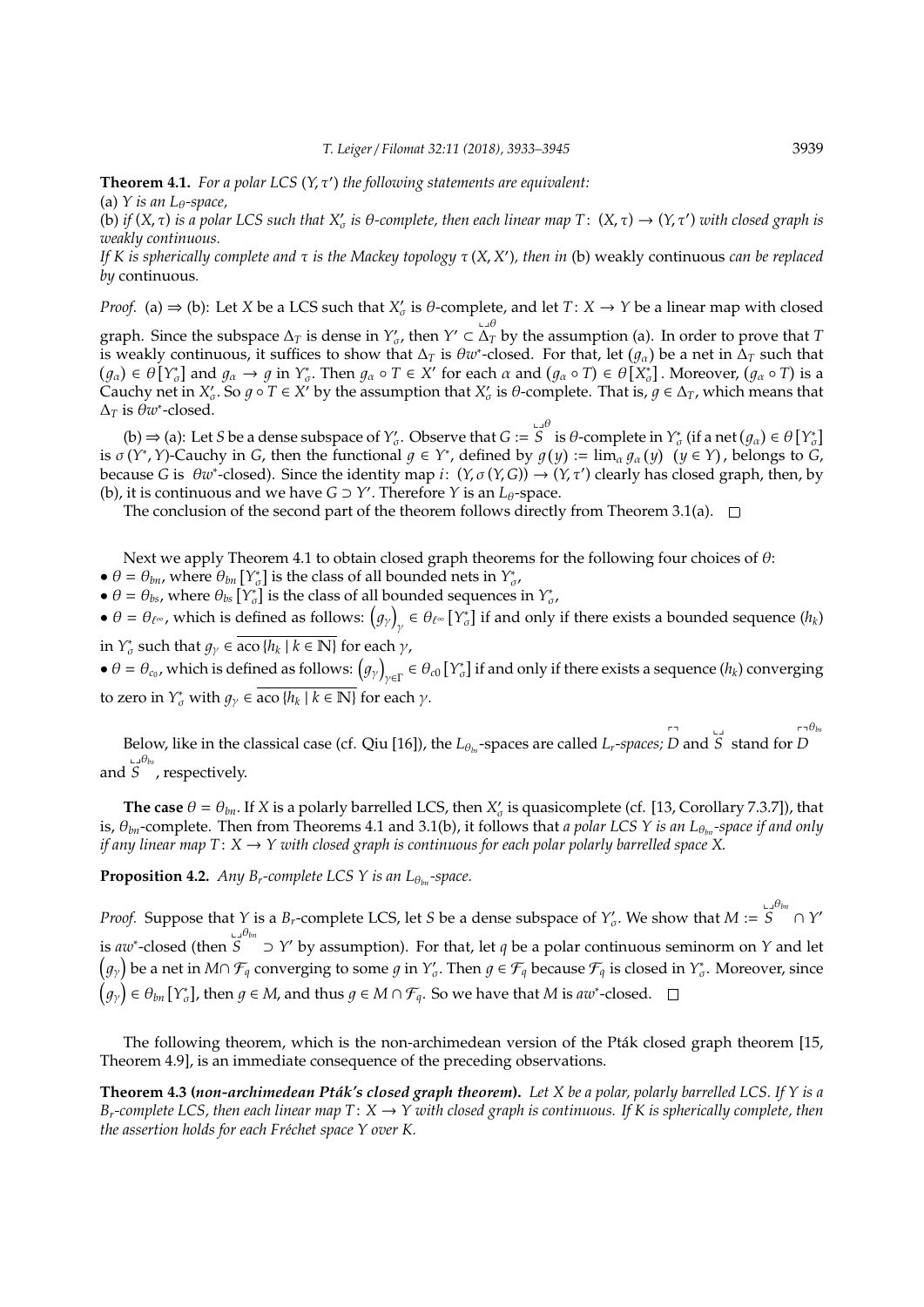**Theorem 4.1.** *For a polar LCS $(Y, \tau')$ the following statements are equivalent:*

(a) *$Y$ is an $L_\theta$-space,*

(b) *if $(X, \tau)$ is a polar LCS such that $X'_\sigma$ is $\theta$-complete, then each linear map $T\colon (X, \tau) \to (Y, \tau')$ with closed graph is weakly continuous.*

*If $K$ is spherically complete and $\tau$ is the Mackey topology $\tau(X, X')$, then in* (b) weakly continuous *can be replaced by* continuous.

*Proof.* (a) ⇒ (b): Let $X$ be a LCS such that $X'_\sigma$ is $\theta$-complete, and let $T\colon X \to Y$ be a linear map with closed graph. Since the subspace $\Delta_T$ is dense in $Y'_\sigma$, then $Y' \subset \overset{\llcorner\lrcorner\theta}{\Delta_T}$ by the assumption (a). In order to prove that $T$ is weakly continuous, it suffices to show that $\Delta_T$ is $\theta w^*$-closed. For that, let $(g_\alpha)$ be a net in $\Delta_T$ such that $(g_\alpha) \in \theta[Y^*_\sigma]$ and $g_\alpha \to g$ in $Y^*_\sigma$. Then $g_\alpha \circ T \in X'$ for each $\alpha$ and $(g_\alpha \circ T) \in \theta[X^*_\sigma]$. Moreover, $(g_\alpha \circ T)$ is a Cauchy net in $X'_\sigma$. So $g \circ T \in X'$ by the assumption that $X'_\sigma$ is $\theta$-complete. That is, $g \in \Delta_T$, which means that $\Delta_T$ is $\theta w^*$-closed.

(b) ⇒ (a): Let $S$ be a dense subspace of $Y'_\sigma$. Observe that $G := \overset{\llcorner\lrcorner\theta}{S}$ is $\theta$-complete in $Y^*_\sigma$ (if a net $(g_\alpha) \in \theta[Y^*_\sigma]$ is $\sigma(Y^*, Y)$-Cauchy in $G$, then the functional $g \in Y^*$, defined by $g(y) := \lim_\alpha g_\alpha(y)$ $(y \in Y)$, belongs to $G$, because $G$ is $\theta w^*$-closed). Since the identity map $i\colon (Y, \sigma(Y, G)) \to (Y, \tau')$ clearly has closed graph, then, by (b), it is continuous and we have $G \supset Y'$. Therefore $Y$ is an $L_\theta$-space.

The conclusion of the second part of the theorem follows directly from Theorem 3.1(a). □

Next we apply Theorem 4.1 to obtain closed graph theorems for the following four choices of $\theta$:

- $\theta = \theta_{bn}$, where $\theta_{bn}[Y^*_\sigma]$ is the class of all bounded nets in $Y^*_\sigma$,
- $\theta = \theta_{bs}$, where $\theta_{bs}[Y^*_\sigma]$ is the class of all bounded sequences in $Y^*_\sigma$,
- $\theta = \theta_{\ell^\infty}$, which is defined as follows: $(g_\gamma)_\gamma \in \theta_{\ell^\infty}[Y^*_\sigma]$ if and only if there exists a bounded sequence $(h_k)$ in $Y^*_\sigma$ such that $g_\gamma \in \overline{\operatorname{aco}\{h_k \mid k \in \mathbb{N}\}}$ for each $\gamma$,
- $\theta = \theta_{c_0}$, which is defined as follows: $(g_\gamma)_{\gamma\in\Gamma} \in \theta_{c0}[Y^*_\sigma]$ if and only if there exists a sequence $(h_k)$ converging to zero in $Y^*_\sigma$ with $g_\gamma \in \overline{\operatorname{aco}\{h_k \mid k \in \mathbb{N}\}}$ for each $\gamma$.

Below, like in the classical case (cf. Qiu [16]), the $L_{\theta_{bs}}$-spaces are called *$L_r$-spaces;* $\overset{\ulcorner\urcorner}{D}$ and $\overset{\llcorner\lrcorner}{S}$ stand for $\overset{\ulcorner\urcorner\theta_{bs}}{D}$ and $\overset{\llcorner\lrcorner\theta_{bs}}{S}$, respectively.

**The case** $\theta = \theta_{bn}$. If $X$ is a polarly barrelled LCS, then $X'_\sigma$ is quasicomplete (cf. [13, Corollary 7.3.7]), that is, $\theta_{bn}$-complete. Then from Theorems 4.1 and 3.1(b), it follows that *a polar LCS $Y$ is an $L_{\theta_{bn}}$-space if and only if any linear map $T\colon X \to Y$ with closed graph is continuous for each polar polarly barrelled space $X$.*

**Proposition 4.2.** *Any $B_r$-complete LCS $Y$ is an $L_{\theta_{bn}}$-space.*

*Proof.* Suppose that $Y$ is a $B_r$-complete LCS, let $S$ be a dense subspace of $Y'_\sigma$. We show that $M := \overset{\llcorner\lrcorner\theta_{bn}}{S} \cap Y'$ is $aw^*$-closed (then $\overset{\llcorner\lrcorner\theta_{bn}}{S} \supset Y'$ by assumption). For that, let $q$ be a polar continuous seminorm on $Y$ and let $(g_\gamma)$ be a net in $M \cap \mathcal{F}_q$ converging to some $g$ in $Y'_\sigma$. Then $g \in \mathcal{F}_q$ because $\mathcal{F}_q$ is closed in $Y^*_\sigma$. Moreover, since $(g_\gamma) \in \theta_{bn}[Y^*_\sigma]$, then $g \in M$, and thus $g \in M \cap \mathcal{F}_q$. So we have that $M$ is $aw^*$-closed. □

The following theorem, which is the non-archimedean version of the Pták closed graph theorem [15, Theorem 4.9], is an immediate consequence of the preceding observations.

**Theorem 4.3 (*non-archimedean Pták's closed graph theorem*).** *Let $X$ be a polar, polarly barrelled LCS. If $Y$ is a $B_r$-complete LCS, then each linear map $T\colon X \to Y$ with closed graph is continuous. If $K$ is spherically complete, then the assertion holds for each Fréchet space $Y$ over $K$.*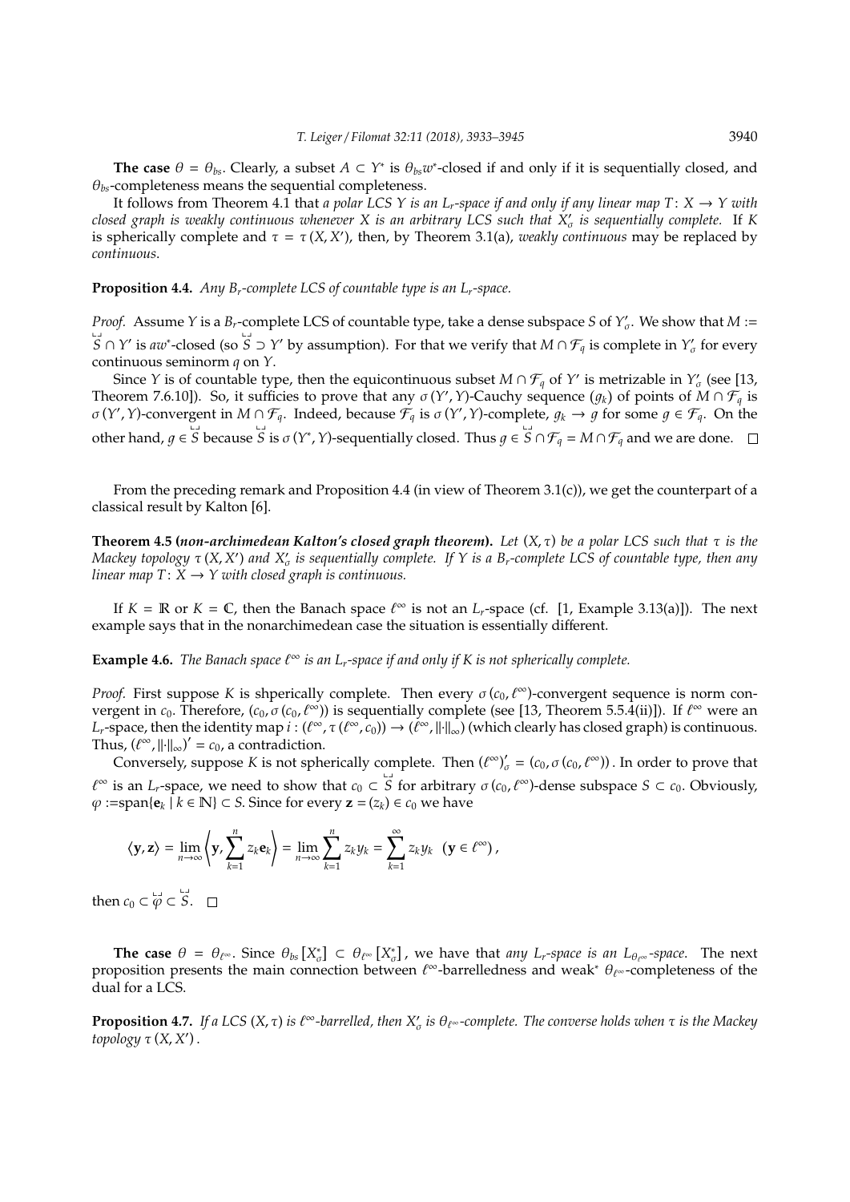**The case** $\theta = \theta_{bs}$. Clearly, a subset $A \subset Y^*$ is $\theta_{bs}w^*$-closed if and only if it is sequentially closed, and $\theta_{bs}$-completeness means the sequential completeness.

It follows from Theorem 4.1 that *a polar LCS $Y$ is an $L_r$-space if and only if any linear map $T\colon X \to Y$ with closed graph is weakly continuous whenever $X$ is an arbitrary LCS such that $X'_\sigma$ is sequentially complete.* If $K$ is spherically complete and $\tau = \tau(X, X')$, then, by Theorem 3.1(a), *weakly continuous* may be replaced by *continuous.*

**Proposition 4.4.** *Any $B_r$-complete LCS of countable type is an $L_r$-space.*

*Proof.* Assume $Y$ is a $B_r$-complete LCS of countable type, take a dense subspace $S$ of $Y'_\sigma$. We show that $M := \overset{\sqcup}{S} \cap Y'$ is $aw^*$-closed (so $\overset{\sqcup}{S} \supset Y'$ by assumption). For that we verify that $M \cap \mathcal{F}_q$ is complete in $Y'_\sigma$ for every continuous seminorm $q$ on $Y$.

Since $Y$ is of countable type, then the equicontinuous subset $M \cap \mathcal{F}_q$ of $Y'$ is metrizable in $Y'_\sigma$ (see [13, Theorem 7.6.10]). So, it sufficies to prove that any $\sigma(Y', Y)$-Cauchy sequence $(g_k)$ of points of $M \cap \mathcal{F}_q$ is $\sigma(Y', Y)$-convergent in $M \cap \mathcal{F}_q$. Indeed, because $\mathcal{F}_q$ is $\sigma(Y', Y)$-complete, $g_k \to g$ for some $g \in \mathcal{F}_q$. On the other hand, $g \in \overset{\sqcup}{S}$ because $\overset{\sqcup}{S}$ is $\sigma(Y^*, Y)$-sequentially closed. Thus $g \in \overset{\sqcup}{S} \cap \mathcal{F}_q = M \cap \mathcal{F}_q$ and we are done. $\square$

From the preceding remark and Proposition 4.4 (in view of Theorem 3.1(c)), we get the counterpart of a classical result by Kalton [6].

**Theorem 4.5 (*non-archimedean Kalton's closed graph theorem*).** *Let $(X, \tau)$ be a polar LCS such that $\tau$ is the Mackey topology $\tau(X, X')$ and $X'_\sigma$ is sequentially complete. If $Y$ is a $B_r$-complete LCS of countable type, then any linear map $T\colon X \to Y$ with closed graph is continuous.*

If $K = \mathbb{R}$ or $K = \mathbb{C}$, then the Banach space $\ell^\infty$ is not an $L_r$-space (cf. [1, Example 3.13(a)]). The next example says that in the nonarchimedean case the situation is essentially different.

**Example 4.6.** *The Banach space $\ell^\infty$ is an $L_r$-space if and only if $K$ is not spherically complete.*

*Proof.* First suppose $K$ is shperically complete. Then every $\sigma(c_0, \ell^\infty)$-convergent sequence is norm convergent in $c_0$. Therefore, $(c_0, \sigma(c_0, \ell^\infty))$ is sequentially complete (see [13, Theorem 5.5.4(ii)]). If $\ell^\infty$ were an $L_r$-space, then the identity map $i\colon (\ell^\infty, \tau(\ell^\infty, c_0)) \to (\ell^\infty, \|\cdot\|_\infty)$ (which clearly has closed graph) is continuous. Thus, $(\ell^\infty, \|\cdot\|_\infty)' = c_0$, a contradiction.

Conversely, suppose $K$ is not spherically complete. Then $(\ell^\infty)'_\sigma = (c_0, \sigma(c_0, \ell^\infty))$. In order to prove that $\ell^\infty$ is an $L_r$-space, we need to show that $c_0 \subset \overset{\sqcup}{S}$ for arbitrary $\sigma(c_0, \ell^\infty)$-dense subspace $S \subset c_0$. Obviously, $\varphi := \mathrm{span}\{\mathbf{e}_k \mid k \in \mathbb{N}\} \subset S$. Since for every $\mathbf{z} = (z_k) \in c_0$ we have

$$\langle \mathbf{y}, \mathbf{z} \rangle = \lim_{n\to\infty} \left\langle \mathbf{y}, \sum_{k=1}^{n} z_k \mathbf{e}_k \right\rangle = \lim_{n\to\infty} \sum_{k=1}^{n} z_k y_k = \sum_{k=1}^{\infty} z_k y_k \quad (\mathbf{y} \in \ell^\infty),$$

then $c_0 \subset \overset{\sqcup}{\varphi} \subset \overset{\sqcup}{S}$. $\square$

**The case** $\theta = \theta_{\ell^\infty}$. Since $\theta_{bs}[X^*_\sigma] \subset \theta_{\ell^\infty}[X^*_\sigma]$, we have that *any $L_r$-space is an $L_{\theta_{\ell^\infty}}$-space.* The next proposition presents the main connection between $\ell^\infty$-barrelledness and weak$^*$ $\theta_{\ell^\infty}$-completeness of the dual for a LCS.

**Proposition 4.7.** *If a LCS $(X, \tau)$ is $\ell^\infty$-barrelled, then $X'_\sigma$ is $\theta_{\ell^\infty}$-complete. The converse holds when $\tau$ is the Mackey topology $\tau(X, X')$.*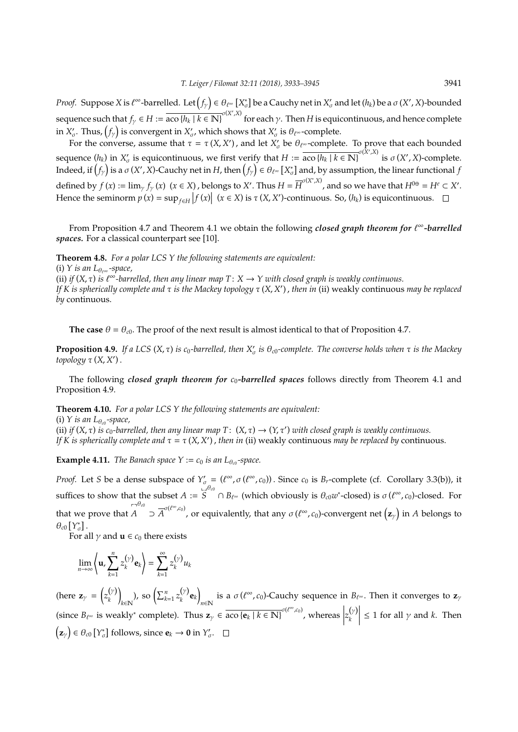*Proof.* Suppose $X$ is $\ell^\infty$-barrelled. Let $\left(f_\gamma\right) \in \theta_{\ell^\infty}\left[X_\sigma^*\right]$ be a Cauchy net in $X_\sigma'$ and let $(h_k)$ be a $\sigma(X', X)$-bounded sequence such that $f_\gamma \in H := \overline{\text{aco}\{h_k \mid k \in \mathbb{N}\}}^{\sigma(X',X)}$ for each $\gamma$. Then $H$ is equicontinuous, and hence complete in $X_\sigma'$. Thus, $\left(f_\gamma\right)$ is convergent in $X_\sigma'$, which shows that $X_\sigma'$ is $\theta_{\ell^\infty}$-complete.

For the converse, assume that $\tau = \tau(X, X')$, and let $X_\sigma'$ be $\theta_{\ell^\infty}$-complete. To prove that each bounded sequence $(h_k)$ in $X_\sigma'$ is equicontinuous, we first verify that $H := \overline{\text{aco}\{h_k \mid k \in \mathbb{N}\}}^{\sigma(X',X)}$ is $\sigma(X', X)$-complete. Indeed, if $\left(f_\gamma\right)$ is a $\sigma(X', X)$-Cauchy net in $H$, then $\left(f_\gamma\right) \in \theta_{\ell^\infty}\left[X_\sigma^*\right]$ and, by assumption, the linear functional $f$ defined by $f(x) := \lim_\gamma f_\gamma(x)$ $(x \in X)$, belongs to $X'$. Thus $H = \overline{H}^{\sigma(X^*,X)}$, and so we have that $H^{0\oplus} = H^e \subset X'$. Hence the seminorm $p(x) = \sup_{f \in H}\left|f(x)\right|$ $(x \in X)$ is $\tau(X, X')$-continuous. So, $(h_k)$ is equicontinuous. $\square$

From Proposition 4.7 and Theorem 4.1 we obtain the following ***closed graph theorem for $\ell^\infty$-barrelled spaces.*** For a classical counterpart see [10].

**Theorem 4.8.** *For a polar LCS $Y$ the following statements are equivalent:*
(i) *$Y$ is an $L_{\theta_{\ell^\infty}}$-space,*
(ii) *if $(X, \tau)$ is $\ell^\infty$-barrelled, then any linear map $T\colon X \to Y$ with closed graph is weakly continuous.*
*If $K$ is spherically complete and $\tau$ is the Mackey topology $\tau(X, X')$, then in* (ii) weakly continuous *may be replaced by* continuous.

**The case** $\theta = \theta_{c0}$. The proof of the next result is almost identical to that of Proposition 4.7.

**Proposition 4.9.** *If a LCS $(X, \tau)$ is $c_0$-barrelled, then $X_\sigma'$ is $\theta_{c0}$-complete. The converse holds when $\tau$ is the Mackey topology $\tau(X, X')$.*

The following ***closed graph theorem for $c_0$-barrelled spaces*** follows directly from Theorem 4.1 and Proposition 4.9.

**Theorem 4.10.** *For a polar LCS $Y$ the following statements are equivalent:*
(i) *$Y$ is an $L_{\theta_{c0}}$-space,*
(ii) *if $(X, \tau)$ is $c_0$-barrelled, then any linear map $T\colon (X, \tau) \to (Y, \tau')$ with closed graph is weakly continuous.*
*If $K$ is spherically complete and $\tau = \tau(X, X')$, then in* (ii) weakly continuous *may be replaced by* continuous.

**Example 4.11.** *The Banach space $Y := c_0$ is an $L_{\theta_{c0}}$-space.*

*Proof.* Let $S$ be a dense subspace of $Y_\sigma' = (\ell^\infty, \sigma(\ell^\infty, c_0))$. Since $c_0$ is $B_r$-complete (cf. Corollary 3.3(b)), it suffices to show that the subset $A := \underline{S}^{\theta_{c0}} \cap B_{\ell^\infty}$ (which obviously is $\theta_{c0}w^*$-closed) is $\sigma(\ell^\infty, c_0)$-closed. For that we prove that $\overline{A}^{\theta_{c0}} \supset \overline{A}^{\sigma(\ell^\infty, c_0)}$, or equivalently, that any $\sigma(\ell^\infty, c_0)$-convergent net $\left(\mathbf{z}_\gamma\right)$ in $A$ belongs to $\theta_{c0}\left[Y_\sigma^*\right]$.

For all $\gamma$ and $\mathbf{u} \in c_0$ there exists

$$
\lim_{n\to\infty}\left\langle \mathbf{u}, \sum_{k=1}^{n} z_k^{(\gamma)}\mathbf{e}_k \right\rangle = \sum_{k=1}^{\infty} z_k^{(\gamma)} u_k
$$

(here $\mathbf{z}_\gamma = \left(z_k^{(\gamma)}\right)_{k\in\mathbb{N}}$), so $\left(\sum_{k=1}^{n} z_k^{(\gamma)}\mathbf{e}_k\right)_{n\in\mathbb{N}}$ is a $\sigma(\ell^\infty, c_0)$-Cauchy sequence in $B_{\ell^\infty}$. Then it converges to $\mathbf{z}_\gamma$ (since $B_{\ell^\infty}$ is weakly$^*$ complete). Thus $\mathbf{z}_\gamma \in \overline{\text{aco}\{\mathbf{e}_k \mid k \in \mathbb{N}\}}^{\sigma(\ell^\infty, c_0)}$, whereas $\left|z_k^{(\gamma)}\right| \leq 1$ for all $\gamma$ and $k$. Then $\left(\mathbf{z}_\gamma\right) \in \theta_{c0}\left[Y_\sigma^*\right]$ follows, since $\mathbf{e}_k \to \mathbf{0}$ in $Y_\sigma'$. $\square$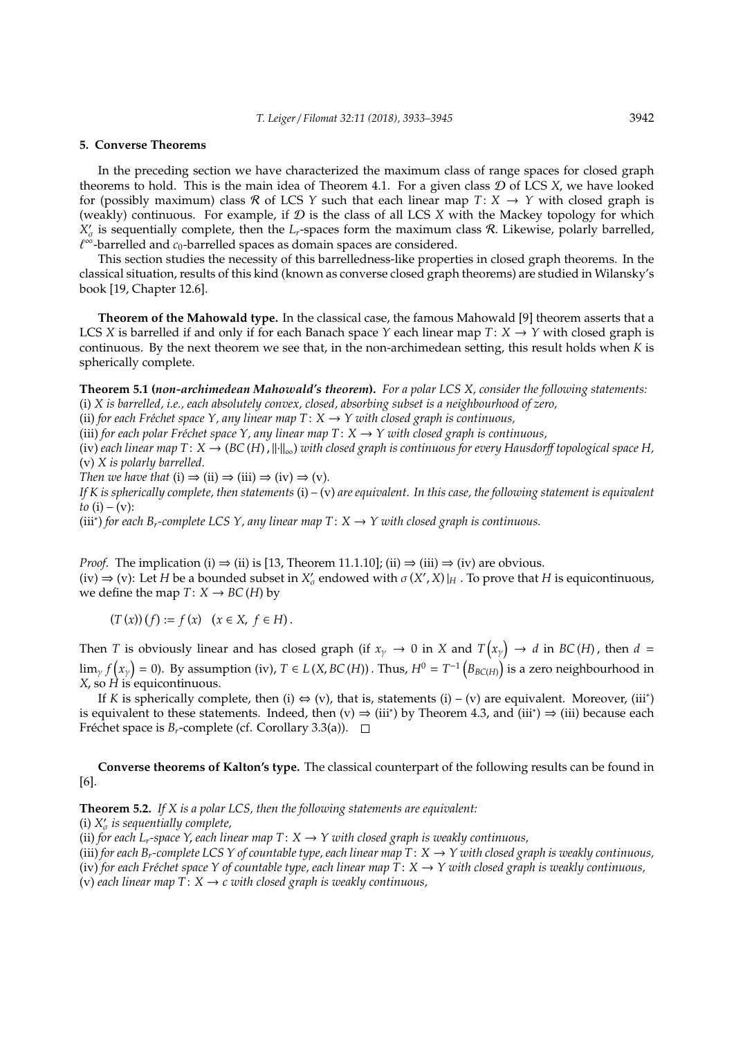## 5. Converse Theorems

In the preceding section we have characterized the maximum class of range spaces for closed graph theorems to hold. This is the main idea of Theorem 4.1. For a given class $\mathcal{D}$ of LCS $X$, we have looked for (possibly maximum) class $\mathcal{R}$ of LCS $Y$ such that each linear map $T\colon X \to Y$ with closed graph is (weakly) continuous. For example, if $\mathcal{D}$ is the class of all LCS $X$ with the Mackey topology for which $X'_\sigma$ is sequentially complete, then the $L_r$-spaces form the maximum class $\mathcal{R}$. Likewise, polarly barrelled, $\ell^\infty$-barrelled and $c_0$-barrelled spaces as domain spaces are considered.

This section studies the necessity of this barrelledness-like properties in closed graph theorems. In the classical situation, results of this kind (known as converse closed graph theorems) are studied in Wilansky's book [19, Chapter 12.6].

**Theorem of the Mahowald type.** In the classical case, the famous Mahowald [9] theorem asserts that a LCS $X$ is barrelled if and only if for each Banach space $Y$ each linear map $T\colon X \to Y$ with closed graph is continuous. By the next theorem we see that, in the non-archimedean setting, this result holds when $K$ is spherically complete.

**Theorem 5.1 (*non-archimedean Mahowald's theorem*).** *For a polar LCS $X$, consider the following statements:*
(i) *$X$ is barrelled, i.e., each absolutely convex, closed, absorbing subset is a neighbourhood of zero,*
(ii) *for each Fréchet space $Y$, any linear map $T\colon X \to Y$ with closed graph is continuous,*
(iii) *for each polar Fréchet space $Y$, any linear map $T\colon X \to Y$ with closed graph is continuous,*
(iv) *each linear map $T\colon X \to (BC(H), \|\cdot\|_\infty)$ with closed graph is continuous for every Hausdorff topological space $H$,*
(v) *$X$ is polarly barrelled.*
*Then we have that* (i) $\Rightarrow$ (ii) $\Rightarrow$ (iii) $\Rightarrow$ (iv) $\Rightarrow$ (v).
*If $K$ is spherically complete, then statements* (i) – (v) *are equivalent. In this case, the following statement is equivalent to* (i) – (v):
(iii$^*$) *for each $B_r$-complete LCS $Y$, any linear map $T\colon X \to Y$ with closed graph is continuous.*

*Proof.* The implication (i) $\Rightarrow$ (ii) is [13, Theorem 11.1.10]; (ii) $\Rightarrow$ (iii) $\Rightarrow$ (iv) are obvious.
(iv) $\Rightarrow$ (v): Let $H$ be a bounded subset in $X'_\sigma$ endowed with $\sigma(X', X)|_H$. To prove that $H$ is equicontinuous, we define the map $T\colon X \to BC(H)$ by

$$(T(x))(f) := f(x) \quad (x \in X,\ f \in H).$$

Then $T$ is obviously linear and has closed graph (if $x_\gamma \to 0$ in $X$ and $T(x_\gamma) \to d$ in $BC(H)$, then $d = \lim_\gamma f(x_\gamma) = 0$). By assumption (iv), $T \in L(X, BC(H))$. Thus, $H^0 = T^{-1}(B_{BC(H)})$ is a zero neighbourhood in $X$, so $H$ is equicontinuous.

If $K$ is spherically complete, then (i) $\Leftrightarrow$ (v), that is, statements (i) – (v) are equivalent. Moreover, (iii$^*$) is equivalent to these statements. Indeed, then (v) $\Rightarrow$ (iii$^*$) by Theorem 4.3, and (iii$^*$) $\Rightarrow$ (iii) because each Fréchet space is $B_r$-complete (cf. Corollary 3.3(a)). $\square$

**Converse theorems of Kalton's type.** The classical counterpart of the following results can be found in [6].

**Theorem 5.2.** *If $X$ is a polar LCS, then the following statements are equivalent:*
(i) *$X'_\sigma$ is sequentially complete,*
(ii) *for each $L_r$-space $Y$, each linear map $T\colon X \to Y$ with closed graph is weakly continuous,*
(iii) *for each $B_r$-complete LCS $Y$ of countable type, each linear map $T\colon X \to Y$ with closed graph is weakly continuous,*
(iv) *for each Fréchet space $Y$ of countable type, each linear map $T\colon X \to Y$ with closed graph is weakly continuous,*
(v) *each linear map $T\colon X \to c$ with closed graph is weakly continuous,*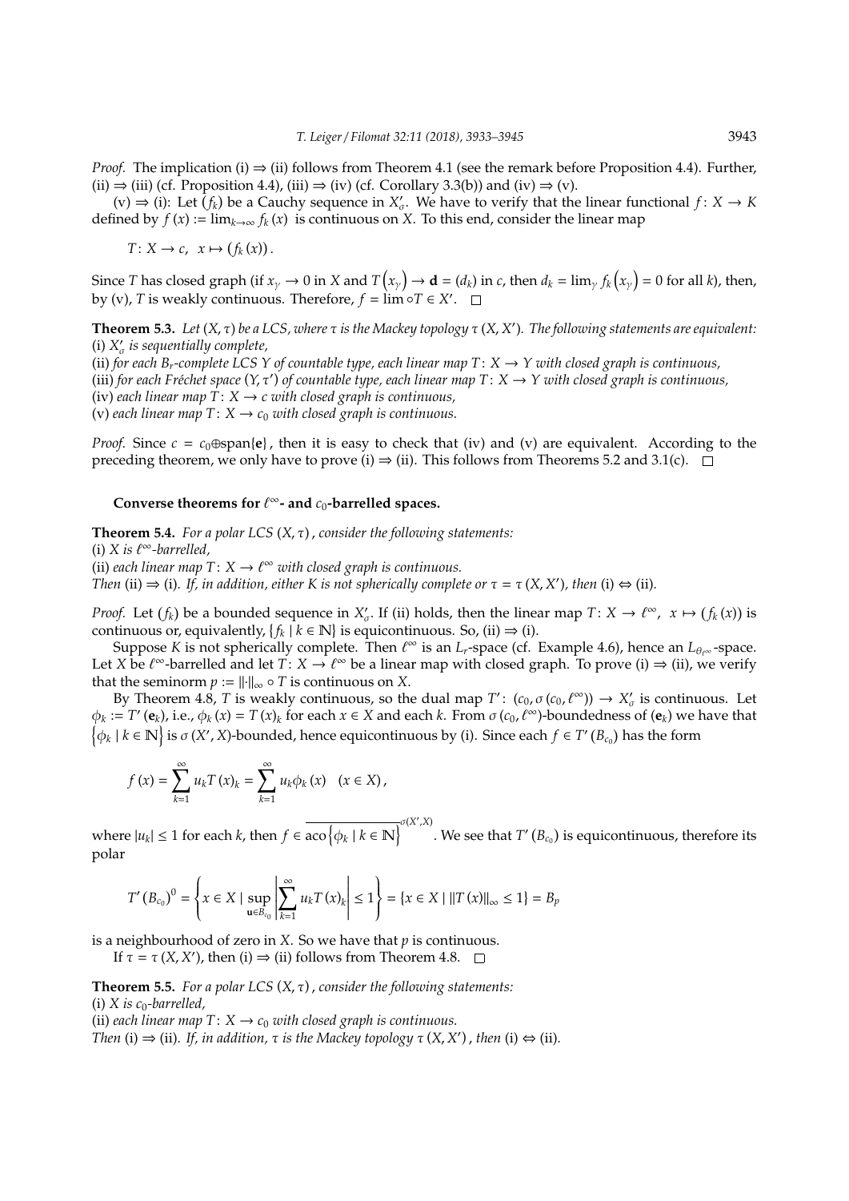*Proof.* The implication (i) $\Rightarrow$ (ii) follows from Theorem 4.1 (see the remark before Proposition 4.4). Further, (ii) $\Rightarrow$ (iii) (cf. Proposition 4.4), (iii) $\Rightarrow$ (iv) (cf. Corollary 3.3(b)) and (iv) $\Rightarrow$ (v).

(v) $\Rightarrow$ (i): Let $(f_k)$ be a Cauchy sequence in $X'_\sigma$. We have to verify that the linear functional $f\colon X \to K$ defined by $f(x) := \lim_{k\to\infty} f_k(x)$ is continuous on $X$. To this end, consider the linear map

$$T\colon X \to c,\ \ x \mapsto (f_k(x)).$$

Since $T$ has closed graph (if $x_\gamma \to 0$ in $X$ and $T(x_\gamma) \to \mathbf{d} = (d_k)$ in $c$, then $d_k = \lim_\gamma f_k(x_\gamma) = 0$ for all $k$), then, by (v), $T$ is weakly continuous. Therefore, $f = \lim \circ T \in X'$. $\square$

**Theorem 5.3.** *Let $(X, \tau)$ be a LCS, where $\tau$ is the Mackey topology $\tau(X, X')$. The following statements are equivalent:*
(i) *$X'_\sigma$ is sequentially complete,*
(ii) *for each $B_r$-complete LCS $Y$ of countable type, each linear map $T\colon X \to Y$ with closed graph is continuous,*
(iii) *for each Fréchet space $(Y, \tau')$ of countable type, each linear map $T\colon X \to Y$ with closed graph is continuous,*
(iv) *each linear map $T\colon X \to c$ with closed graph is continuous,*
(v) *each linear map $T\colon X \to c_0$ with closed graph is continuous.*

*Proof.* Since $c = c_0 \oplus \operatorname{span}\{\mathbf{e}\}$, then it is easy to check that (iv) and (v) are equivalent. According to the preceding theorem, we only have to prove (i) $\Rightarrow$ (ii). This follows from Theorems 5.2 and 3.1(c). $\square$

**Converse theorems for $\ell^\infty$- and $c_0$-barrelled spaces.**

**Theorem 5.4.** *For a polar LCS $(X, \tau)$, consider the following statements:*
(i) *$X$ is $\ell^\infty$-barrelled,*
(ii) *each linear map $T\colon X \to \ell^\infty$ with closed graph is continuous.*
*Then* (ii) $\Rightarrow$ (i). *If, in addition, either $K$ is not spherically complete or $\tau = \tau(X, X')$, then* (i) $\Leftrightarrow$ (ii).

*Proof.* Let $(f_k)$ be a bounded sequence in $X'_\sigma$. If (ii) holds, then the linear map $T\colon X \to \ell^\infty,\ x \mapsto (f_k(x))$ is continuous or, equivalently, $\{f_k \mid k \in \mathbb{N}\}$ is equicontinuous. So, (ii) $\Rightarrow$ (i).

Suppose $K$ is not spherically complete. Then $\ell^\infty$ is an $L_r$-space (cf. Example 4.6), hence an $L_{\theta_{\ell^\infty}}$-space. Let $X$ be $\ell^\infty$-barrelled and let $T\colon X \to \ell^\infty$ be a linear map with closed graph. To prove (i) $\Rightarrow$ (ii), we verify that the seminorm $p := \|\cdot\|_\infty \circ T$ is continuous on $X$.

By Theorem 4.8, $T$ is weakly continuous, so the dual map $T'\colon (c_0, \sigma(c_0, \ell^\infty)) \to X'_\sigma$ is continuous. Let $\phi_k := T'(\mathbf{e}_k)$, i.e., $\phi_k(x) = T(x)_k$ for each $x \in X$ and each $k$. From $\sigma(c_0, \ell^\infty)$-boundedness of $(\mathbf{e}_k)$ we have that $\{\phi_k \mid k \in \mathbb{N}\}$ is $\sigma(X', X)$-bounded, hence equicontinuous by (i). Since each $f \in T'(B_{c_0})$ has the form

$$f(x) = \sum_{k=1}^{\infty} u_k T(x)_k = \sum_{k=1}^{\infty} u_k \phi_k(x) \quad (x \in X),$$

where $|u_k| \le 1$ for each $k$, then $f \in \overline{\operatorname{aco}\{\phi_k \mid k \in \mathbb{N}\}}^{\sigma(X',X)}$. We see that $T'(B_{c_0})$ is equicontinuous, therefore its polar

$$T'(B_{c_0})^0 = \left\{ x \in X \mid \sup_{\mathbf{u} \in B_{c_0}} \left| \sum_{k=1}^{\infty} u_k T(x)_k \right| \le 1 \right\} = \{x \in X \mid \|T(x)\|_\infty \le 1\} = B_p$$

is a neighbourhood of zero in $X$. So we have that $p$ is continuous.

If $\tau = \tau(X, X')$, then (i) $\Rightarrow$ (ii) follows from Theorem 4.8. $\square$

**Theorem 5.5.** *For a polar LCS $(X, \tau)$, consider the following statements:*
(i) *$X$ is $c_0$-barrelled,*
(ii) *each linear map $T\colon X \to c_0$ with closed graph is continuous.*
*Then* (i) $\Rightarrow$ (ii). *If, in addition, $\tau$ is the Mackey topology $\tau(X, X')$, then* (i) $\Leftrightarrow$ (ii).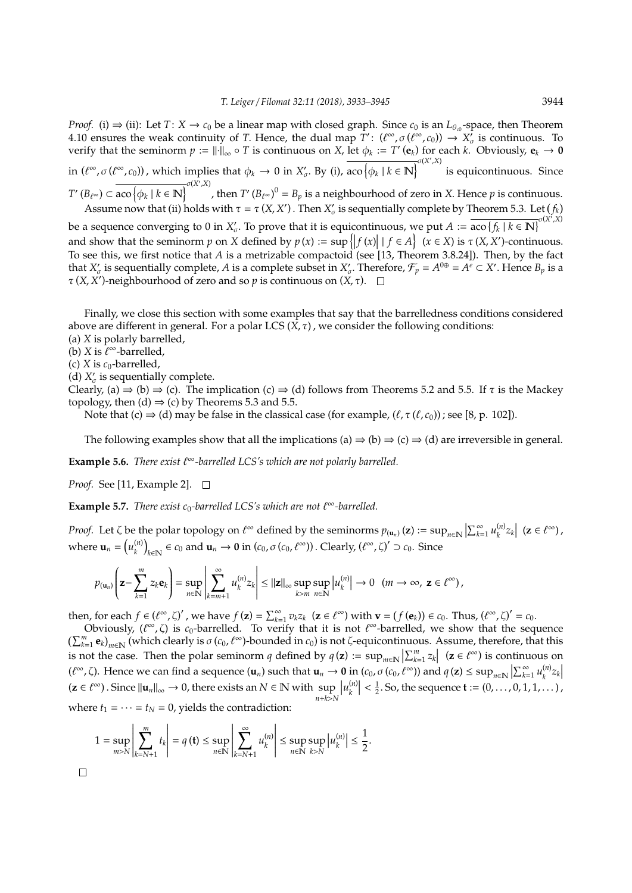*Proof.* (i) ⇒ (ii): Let $T\colon X \to c_0$ be a linear map with closed graph. Since $c_0$ is an $L_{\theta_{c_0}}$-space, then Theorem 4.10 ensures the weak continuity of $T$. Hence, the dual map $T'\colon (\ell^\infty, \sigma(\ell^\infty, c_0)) \to X'_\sigma$ is continuous. To verify that the seminorm $p := \|\cdot\|_\infty \circ T$ is continuous on $X$, let $\phi_k := T'(\mathbf{e}_k)$ for each $k$. Obviously, $\mathbf{e}_k \to \mathbf{0}$ in $(\ell^\infty, \sigma(\ell^\infty, c_0))$, which implies that $\phi_k \to 0$ in $X'_\sigma$. By (i), $\overline{\operatorname{aco}\{\phi_k \mid k \in \mathbb{N}\}}^{\sigma(X',X)}$ is equicontinuous. Since $T'(B_{\ell^\infty}) \subset \overline{\operatorname{aco}\{\phi_k \mid k \in \mathbb{N}\}}^{\sigma(X',X)}$, then $T'(B_{\ell^\infty})^0 = B_p$ is a neighbourhood of zero in $X$. Hence $p$ is continuous.

Assume now that (ii) holds with $\tau = \tau(X, X')$. Then $X'_\sigma$ is sequentially complete by Theorem 5.3. Let $(f_k)$ be a sequence converging to 0 in $X'_\sigma$. To prove that it is equicontinuous, we put $A := \overline{\operatorname{aco}\{f_k \mid k \in \mathbb{N}\}}^{\sigma(X',X)}$ and show that the seminorm $p$ on $X$ defined by $p(x) := \sup\{|f(x)| \mid f \in A\}$ $(x \in X)$ is $\tau(X, X')$-continuous. To see this, we first notice that $A$ is a metrizable compactoid (see [13, Theorem 3.8.24]). Then, by the fact that $X'_\sigma$ is sequentially complete, $A$ is a complete subset in $X'_\sigma$. Therefore, $\mathcal{F}_p = A^{0\oplus} = A^e \subset X'$. Hence $B_p$ is a $\tau(X, X')$-neighbourhood of zero and so $p$ is continuous on $(X, \tau)$. □

Finally, we close this section with some examples that say that the barrelledness conditions considered above are different in general. For a polar LCS $(X, \tau)$, we consider the following conditions:
(a) $X$ is polarly barrelled,
(b) $X$ is $\ell^\infty$-barrelled,
(c) $X$ is $c_0$-barrelled,
(d) $X'_\sigma$ is sequentially complete.
Clearly, (a) ⇒ (b) ⇒ (c). The implication (c) ⇒ (d) follows from Theorems 5.2 and 5.5. If $\tau$ is the Mackey topology, then (d) ⇒ (c) by Theorems 5.3 and 5.5.

Note that (c) ⇒ (d) may be false in the classical case (for example, $(\ell, \tau(\ell, c_0))$; see [8, p. 102]).

The following examples show that all the implications (a) ⇒ (b) ⇒ (c) ⇒ (d) are irreversible in general.

**Example 5.6.** *There exist $\ell^\infty$-barrelled LCS's which are not polarly barrelled.*

*Proof.* See [11, Example 2]. □

**Example 5.7.** *There exist $c_0$-barrelled LCS's which are not $\ell^\infty$-barrelled.*

*Proof.* Let $\zeta$ be the polar topology on $\ell^\infty$ defined by the seminorms $p_{(\mathbf{u}_n)}(\mathbf{z}) := \sup_{n\in\mathbb{N}} \left|\sum_{k=1}^\infty u_k^{(n)} z_k\right|$ $(\mathbf{z} \in \ell^\infty)$, where $\mathbf{u}_n = \left(u_k^{(n)}\right)_{k\in\mathbb{N}} \in c_0$ and $\mathbf{u}_n \to \mathbf{0}$ in $(c_0, \sigma(c_0, \ell^\infty))$. Clearly, $(\ell^\infty, \zeta)' \supset c_0$. Since

$$p_{(\mathbf{u}_n)}\left(\mathbf{z} - \sum_{k=1}^m z_k \mathbf{e}_k\right) = \sup_{n\in\mathbb{N}} \left|\sum_{k=m+1}^\infty u_k^{(n)} z_k\right| \le \|\mathbf{z}\|_\infty \sup_{k>m} \sup_{n\in\mathbb{N}} \left|u_k^{(n)}\right| \to 0 \quad (m \to \infty,\ \mathbf{z} \in \ell^\infty),$$

then, for each $f \in (\ell^\infty, \zeta)'$, we have $f(\mathbf{z}) = \sum_{k=1}^\infty v_k z_k$ $(\mathbf{z} \in \ell^\infty)$ with $\mathbf{v} = (f(\mathbf{e}_k)) \in c_0$. Thus, $(\ell^\infty, \zeta)' = c_0$.

Obviously, $(\ell^\infty, \zeta)$ is $c_0$-barrelled. To verify that it is not $\ell^\infty$-barrelled, we show that the sequence $\left(\sum_{k=1}^m \mathbf{e}_k\right)_{m\in\mathbb{N}}$ (which clearly is $\sigma(c_0, \ell^\infty)$-bounded in $c_0$) is not $\zeta$-equicontinuous. Assume, therefore, that this is not the case. Then the polar seminorm $q$ defined by $q(\mathbf{z}) := \sup_{m\in\mathbb{N}} \left|\sum_{k=1}^m z_k\right|$ $(\mathbf{z} \in \ell^\infty)$ is continuous on $(\ell^\infty, \zeta)$. Hence we can find a sequence $(\mathbf{u}_n)$ such that $\mathbf{u}_n \to \mathbf{0}$ in $(c_0, \sigma(c_0, \ell^\infty))$ and $q(\mathbf{z}) \le \sup_{n\in\mathbb{N}} \left|\sum_{k=1}^\infty u_k^{(n)} z_k\right|$ $(\mathbf{z} \in \ell^\infty)$. Since $\|\mathbf{u}_n\|_\infty \to 0$, there exists an $N \in \mathbb{N}$ with $\sup_{n+k>N} \left|u_k^{(n)}\right| < \frac{1}{2}$. So, the sequence $\mathbf{t} := (0, \ldots, 0, 1, 1, \ldots)$, where $t_1 = \cdots = t_N = 0$, yields the contradiction:

$$1 = \sup_{m>N} \left|\sum_{k=N+1}^m t_k\right| = q(\mathbf{t}) \le \sup_{n\in\mathbb{N}} \left|\sum_{k=N+1}^\infty u_k^{(n)}\right| \le \sup_{n\in\mathbb{N}} \sup_{k>N} \left|u_k^{(n)}\right| \le \frac{1}{2}.$$

□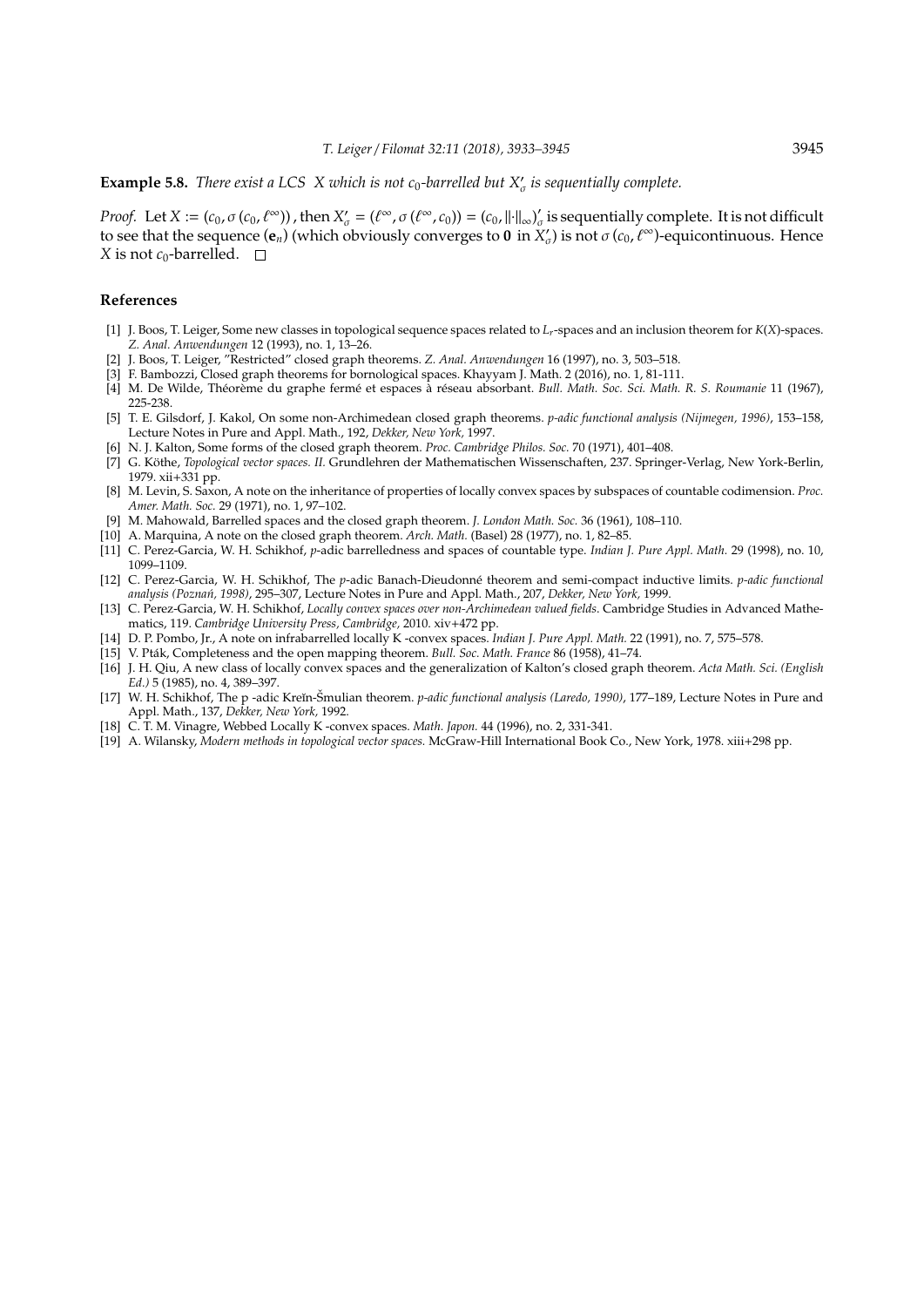**Example 5.8.** *There exist a LCS $X$ which is not $c_0$-barrelled but $X'_\sigma$ is sequentially complete.*

*Proof.* Let $X := (c_0, \sigma(c_0, \ell^\infty))$, then $X'_\sigma = (\ell^\infty, \sigma(\ell^\infty, c_0)) = (c_0, \|\cdot\|_\infty)'_\sigma$ is sequentially complete. It is not difficult to see that the sequence $(\mathbf{e}_n)$ (which obviously converges to $\mathbf{0}$ in $X'_\sigma$) is not $\sigma(c_0, \ell^\infty)$-equicontinuous. Hence $X$ is not $c_0$-barrelled. □

## References

[1] J. Boos, T. Leiger, Some new classes in topological sequence spaces related to $L_r$-spaces and an inclusion theorem for $K(X)$-spaces. *Z. Anal. Anwendungen* 12 (1993), no. 1, 13–26.

[2] J. Boos, T. Leiger, "Restricted" closed graph theorems. *Z. Anal. Anwendungen* 16 (1997), no. 3, 503–518.

[3] F. Bambozzi, Closed graph theorems for bornological spaces. Khayyam J. Math. 2 (2016), no. 1, 81-111.

[4] M. De Wilde, Théorème du graphe fermé et espaces à réseau absorbant. *Bull. Math. Soc. Sci. Math. R. S. Roumanie* 11 (1967), 225-238.

[5] T. E. Gilsdorf, J. Kakol, On some non-Archimedean closed graph theorems. *p-adic functional analysis (Nijmegen, 1996)*, 153–158, Lecture Notes in Pure and Appl. Math., 192, *Dekker, New York*, 1997.

[6] N. J. Kalton, Some forms of the closed graph theorem. *Proc. Cambridge Philos. Soc.* 70 (1971), 401–408.

[7] G. Köthe, *Topological vector spaces. II.* Grundlehren der Mathematischen Wissenschaften, 237. Springer-Verlag, New York-Berlin, 1979. xii+331 pp.

[8] M. Levin, S. Saxon, A note on the inheritance of properties of locally convex spaces by subspaces of countable codimension. *Proc. Amer. Math. Soc.* 29 (1971), no. 1, 97–102.

[9] M. Mahowald, Barrelled spaces and the closed graph theorem. *J. London Math. Soc.* 36 (1961), 108–110.

[10] A. Marquina, A note on the closed graph theorem. *Arch. Math.* (Basel) 28 (1977), no. 1, 82–85.

[11] C. Perez-Garcia, W. H. Schikhof, *p*-adic barrelledness and spaces of countable type. *Indian J. Pure Appl. Math.* 29 (1998), no. 10, 1099–1109.

[12] C. Perez-Garcia, W. H. Schikhof, The *p*-adic Banach-Dieudonné theorem and semi-compact inductive limits. *p-adic functional analysis (Poznań, 1998)*, 295–307, Lecture Notes in Pure and Appl. Math., 207, *Dekker, New York*, 1999.

[13] C. Perez-Garcia, W. H. Schikhof, *Locally convex spaces over non-Archimedean valued fields*. Cambridge Studies in Advanced Mathematics, 119. *Cambridge University Press, Cambridge*, 2010. xiv+472 pp.

[14] D. P. Pombo, Jr., A note on infrabarrelled locally K -convex spaces. *Indian J. Pure Appl. Math.* 22 (1991), no. 7, 575–578.

[15] V. Pták, Completeness and the open mapping theorem. *Bull. Soc. Math. France* 86 (1958), 41–74.

[16] J. H. Qiu, A new class of locally convex spaces and the generalization of Kalton's closed graph theorem. *Acta Math. Sci. (English Ed.)* 5 (1985), no. 4, 389–397.

[17] W. H. Schikhof, The p -adic Kreĭn-Šmulian theorem. *p-adic functional analysis (Laredo, 1990)*, 177–189, Lecture Notes in Pure and Appl. Math., 137, *Dekker, New York*, 1992.

[18] C. T. M. Vinagre, Webbed Locally K -convex spaces. *Math. Japon.* 44 (1996), no. 2, 331-341.

[19] A. Wilansky, *Modern methods in topological vector spaces.* McGraw-Hill International Book Co., New York, 1978. xiii+298 pp.